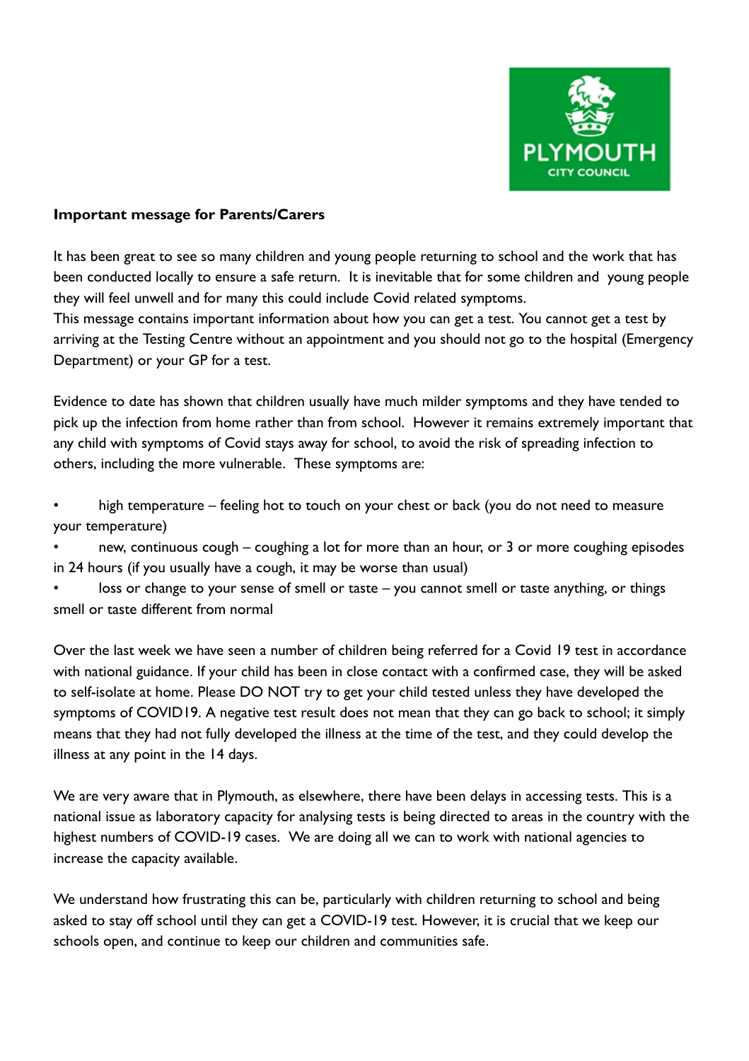**Important message for Parents/Carers**

It has been great to see so many children and young people returning to school and the work that has been conducted locally to ensure a safe return. It is inevitable that for some children and young people they will feel unwell and for many this could include Covid related symptoms.
This message contains important information about how you can get a test. You cannot get a test by arriving at the Testing Centre without an appointment and you should not go to the hospital (Emergency Department) or your GP for a test.

Evidence to date has shown that children usually have much milder symptoms and they have tended to pick up the infection from home rather than from school. However it remains extremely important that any child with symptoms of Covid stays away for school, to avoid the risk of spreading infection to others, including the more vulnerable. These symptoms are:

- high temperature – feeling hot to touch on your chest or back (you do not need to measure your temperature)
- new, continuous cough – coughing a lot for more than an hour, or 3 or more coughing episodes in 24 hours (if you usually have a cough, it may be worse than usual)
- loss or change to your sense of smell or taste – you cannot smell or taste anything, or things smell or taste different from normal

Over the last week we have seen a number of children being referred for a Covid 19 test in accordance with national guidance. If your child has been in close contact with a confirmed case, they will be asked to self-isolate at home. Please DO NOT try to get your child tested unless they have developed the symptoms of COVID19. A negative test result does not mean that they can go back to school; it simply means that they had not fully developed the illness at the time of the test, and they could develop the illness at any point in the 14 days.

We are very aware that in Plymouth, as elsewhere, there have been delays in accessing tests. This is a national issue as laboratory capacity for analysing tests is being directed to areas in the country with the highest numbers of COVID-19 cases. We are doing all we can to work with national agencies to increase the capacity available.

We understand how frustrating this can be, particularly with children returning to school and being asked to stay off school until they can get a COVID-19 test. However, it is crucial that we keep our schools open, and continue to keep our children and communities safe.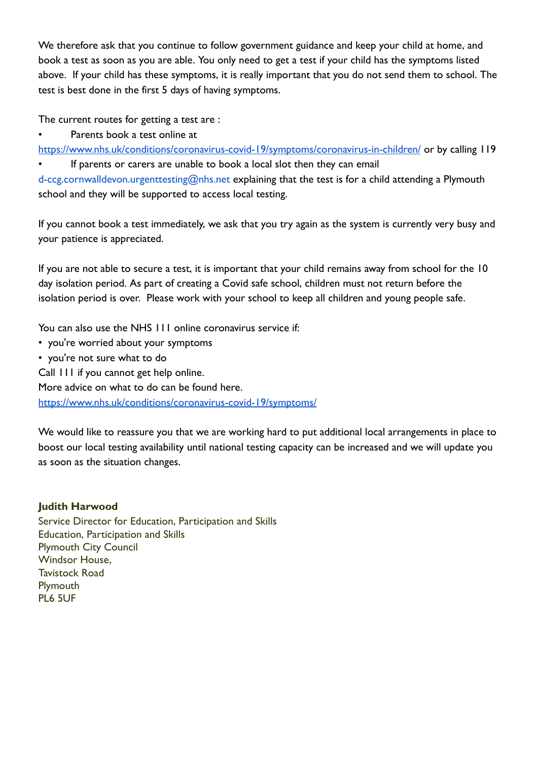We therefore ask that you continue to follow government guidance and keep your child at home, and book a test as soon as you are able. You only need to get a test if your child has the symptoms listed above. If your child has these symptoms, it is really important that you do not send them to school. The test is best done in the first 5 days of having symptoms.

The current routes for getting a test are :

- Parents book a test online at https://www.nhs.uk/conditions/coronavirus-covid-19/symptoms/coronavirus-in-children/ or by calling 119
- If parents or carers are unable to book a local slot then they can email d-ccg.cornwalldevon.urgenttesting@nhs.net explaining that the test is for a child attending a Plymouth school and they will be supported to access local testing.

If you cannot book a test immediately, we ask that you try again as the system is currently very busy and your patience is appreciated.

If you are not able to secure a test, it is important that your child remains away from school for the 10 day isolation period. As part of creating a Covid safe school, children must not return before the isolation period is over. Please work with your school to keep all children and young people safe.

You can also use the NHS 111 online coronavirus service if:

- you're worried about your symptoms
- you're not sure what to do

Call 111 if you cannot get help online.
More advice on what to do can be found here.
https://www.nhs.uk/conditions/coronavirus-covid-19/symptoms/

We would like to reassure you that we are working hard to put additional local arrangements in place to boost our local testing availability until national testing capacity can be increased and we will update you as soon as the situation changes.

**Judith Harwood**
Service Director for Education, Participation and Skills
Education, Participation and Skills
Plymouth City Council
Windsor House,
Tavistock Road
Plymouth
PL6 5UF